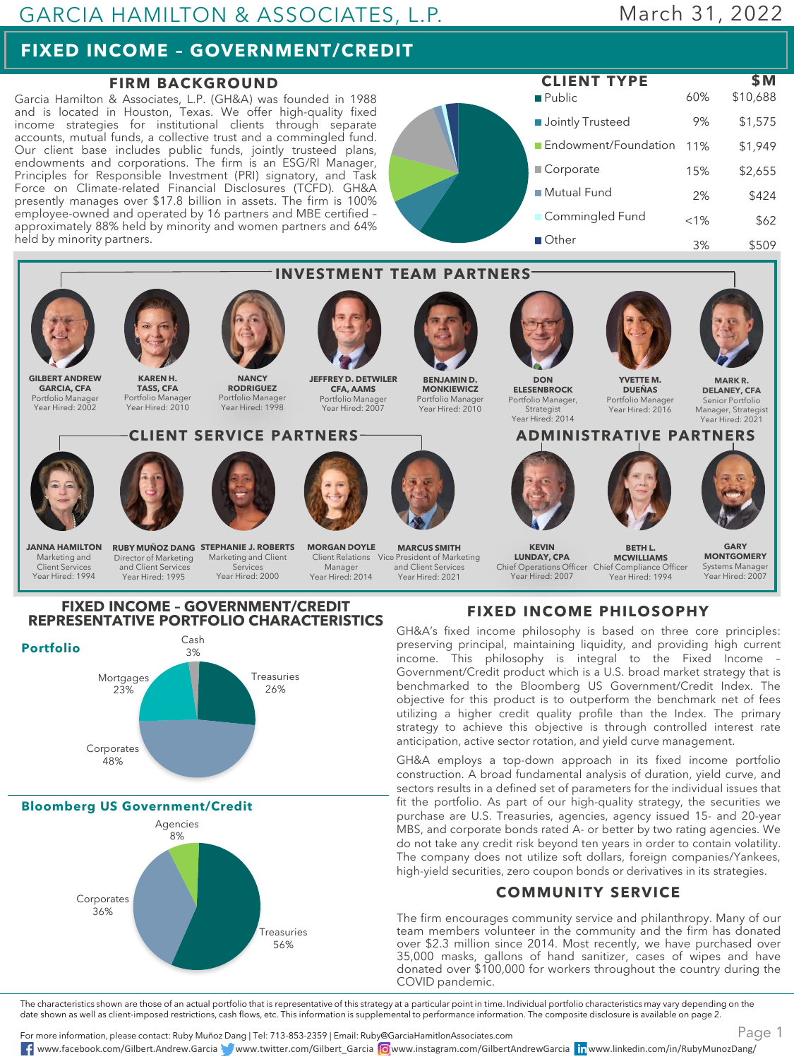# GARCIA HAMILTON & ASSOCIATES, L.P.

March 31, 2022

## FIXED INCOME – GOVERNMENT/CREDIT

### FIRM BACKGROUND

Garcia Hamilton & Associates, L.P. (GH&A) was founded in 1988 and is located in Houston, Texas. We offer high-quality fixed income strategies for institutional clients through separate accounts, mutual funds, a collective trust and a commingled fund. Our client base includes public funds, jointly trusteed plans, endowments and corporations. The firm is an ESG/RI Manager, Principles for Responsible Investment (PRI) signatory, and Task Force on Climate-related Financial Disclosures (TCFD). GH&A presently manages over $17.8 billion in assets. The firm is 100% employee-owned and operated by 16 partners and MBE certified – approximately 88% held by minority and women partners and 64% held by minority partners.

### CLIENT TYPE

| Client Type | % | $M |
|---|---|---|
| Public | 60% | $10,688 |
| Jointly Trusteed | 9% | $1,575 |
| Endowment/Foundation | 11% | $1,949 |
| Corporate | 15% | $2,655 |
| Mutual Fund | 2% | $424 |
| Commingled Fund | <1% | $62 |
| Other | 3% | $509 |

### INVESTMENT TEAM PARTNERS

- **GILBERT ANDREW GARCIA, CFA** – Portfolio Manager – Year Hired: 2002
- **KAREN H. TASS, CFA** – Portfolio Manager – Year Hired: 2010
- **NANCY RODRIGUEZ** – Portfolio Manager – Year Hired: 1998
- **JEFFREY D. DETWILER CFA, AAMS** – Portfolio Manager – Year Hired: 2007
- **BENJAMIN D. MONKIEWICZ** – Portfolio Manager – Year Hired: 2010
- **DON ELESENBROCK** – Portfolio Manager, Strategist – Year Hired: 2014
- **YVETTE M. DUEÑAS** – Portfolio Manager – Year Hired: 2016
- **MARK R. DELANEY, CFA** – Senior Portfolio Manager, Strategist – Year Hired: 2021

### CLIENT SERVICE PARTNERS

- **JANNA HAMILTON** – Marketing and Client Services – Year Hired: 1994
- **RUBY MUÑOZ DANG** – Director of Marketing and Client Services – Year Hired: 1995
- **STEPHANIE J. ROBERTS** – Marketing and Client Services – Year Hired: 2000
- **MORGAN DOYLE** – Client Relations Manager – Year Hired: 2014
- **MARCUS SMITH** – Vice President of Marketing and Client Services – Year Hired: 2021

### ADMINISTRATIVE PARTNERS

- **KEVIN LUNDAY, CPA** – Chief Operations Officer – Year Hired: 2007
- **BETH L. MCWILLIAMS** – Chief Compliance Officer – Year Hired: 1994
- **GARY MONTGOMERY** – Systems Manager – Year Hired: 2007

### FIXED INCOME – GOVERNMENT/CREDIT REPRESENTATIVE PORTFOLIO CHARACTERISTICS

**Portfolio**

| Sector | % |
|---|---|
| Cash | 3% |
| Treasuries | 26% |
| Corporates | 48% |
| Mortgages | 23% |

**Bloomberg US Government/Credit**

| Sector | % |
|---|---|
| Agencies | 8% |
| Treasuries | 56% |
| Corporates | 36% |

### FIXED INCOME PHILOSOPHY

GH&A's fixed income philosophy is based on three core principles: preserving principal, maintaining liquidity, and providing high current income. This philosophy is integral to the Fixed Income – Government/Credit product which is a U.S. broad market strategy that is benchmarked to the Bloomberg US Government/Credit Index. The objective for this product is to outperform the benchmark net of fees utilizing a higher credit quality profile than the Index. The primary strategy to achieve this objective is through controlled interest rate anticipation, active sector rotation, and yield curve management.

GH&A employs a top-down approach in its fixed income portfolio construction. A broad fundamental analysis of duration, yield curve, and sectors results in a defined set of parameters for the individual issues that fit the portfolio. As part of our high-quality strategy, the securities we purchase are U.S. Treasuries, agencies, agency issued 15- and 20-year MBS, and corporate bonds rated A- or better by two rating agencies. We do not take any credit risk beyond ten years in order to contain volatility. The company does not utilize soft dollars, foreign companies/Yankees, high-yield securities, zero coupon bonds or derivatives in its strategies.

### COMMUNITY SERVICE

The firm encourages community service and philanthropy. Many of our team members volunteer in the community and the firm has donated over $2.3 million since 2014. Most recently, we have purchased over 35,000 masks, gallons of hand sanitizer, cases of wipes and have donated over $100,000 for workers throughout the country during the COVID pandemic.

The characteristics shown are those of an actual portfolio that is representative of this strategy at a particular point in time. Individual portfolio characteristics may vary depending on the date shown as well as client-imposed restrictions, cash flows, etc. This information is supplemental to performance information. The composite disclosure is available on page 2.

For more information, please contact: Ruby Muñoz Dang | Tel: 713-853-2359 | Email: Ruby@GarciaHamiltonAssociates.com

www.facebook.com/Gilbert.Andrew.Garcia | www.twitter.com/Gilbert_Garcia | www.instagram.com/GilbertAndrewGarcia | www.linkedin.com/in/RubyMunozDang/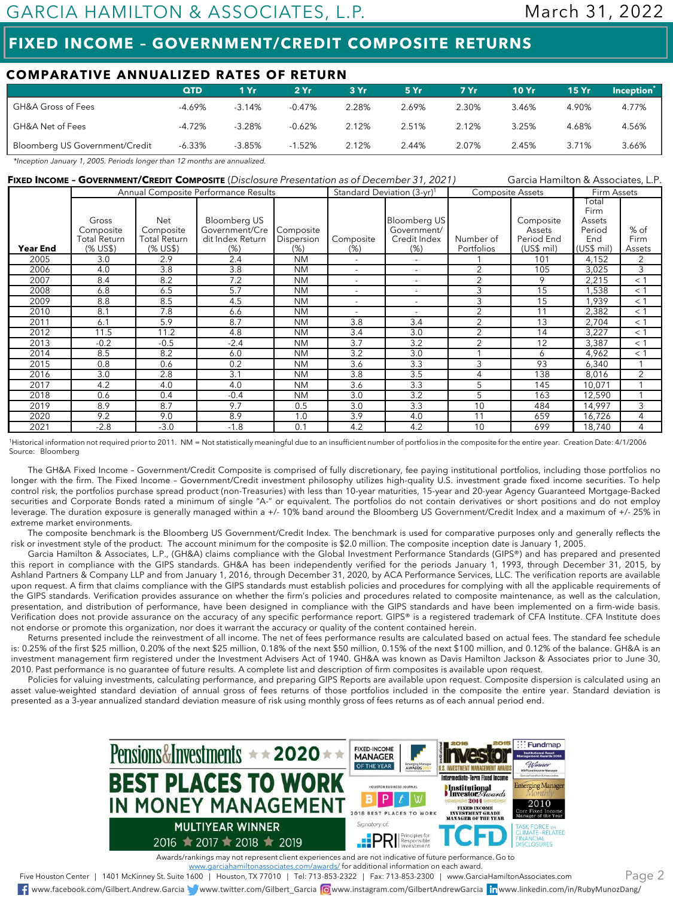# FIXED INCOME – GOVERNMENT/CREDIT COMPOSITE RETURNS

## COMPARATIVE ANNUALIZED RATES OF RETURN

| | QTD | 1 Yr | 2 Yr | 3 Yr | 5 Yr | 7 Yr | 10 Yr | 15 Yr | Inception* |
|---|---|---|---|---|---|---|---|---|---|
| GH&A Gross of Fees | -4.69% | -3.14% | -0.47% | 2.28% | 2.69% | 2.30% | 3.46% | 4.90% | 4.77% |
| GH&A Net of Fees | -4.72% | -3.28% | -0.62% | 2.12% | 2.51% | 2.12% | 3.25% | 4.68% | 4.56% |
| Bloomberg US Government/Credit | -6.33% | -3.85% | -1.52% | 2.12% | 2.44% | 2.07% | 2.45% | 3.71% | 3.66% |

*Inception January 1, 2005. Periods longer than 12 months are annualized.*

**Fixed Income – Government/Credit Composite** (*Disclosure Presentation as of December 31, 2021*) Garcia Hamilton & Associates, L.P.

| | Annual Composite Performance Results | | | | Standard Deviation (3-yr)[1] | | Composite Assets | | Firm Assets | |
|---|---|---|---|---|---|---|---|---|---|---|
| Year End | Gross Composite Total Return (% US$) | Net Composite Total Return (% US$) | Bloomberg US Government/Credit Index Return (%) | Composite Dispersion (%) | Composite (%) | Bloomberg US Government/ Credit Index (%) | Number of Portfolios | Composite Assets Period End (US$ mil) | Total Firm Assets Period End (US$ mil) | % of Firm Assets |
| 2005 | 3.0 | 2.9 | 2.4 | NM | - | - | 1 | 101 | 4,152 | 2 |
| 2006 | 4.0 | 3.8 | 3.8 | NM | - | - | 2 | 105 | 3,025 | 3 |
| 2007 | 8.4 | 8.2 | 7.2 | NM | - | - | 2 | 9 | 2,215 | < 1 |
| 2008 | 6.8 | 6.5 | 5.7 | NM | - | - | 3 | 15 | 1,538 | < 1 |
| 2009 | 8.8 | 8.5 | 4.5 | NM | - | - | 3 | 15 | 1,939 | < 1 |
| 2010 | 8.1 | 7.8 | 6.6 | NM | - | - | 2 | 11 | 2,382 | < 1 |
| 2011 | 6.1 | 5.9 | 8.7 | NM | 3.8 | 3.4 | 2 | 13 | 2,704 | < 1 |
| 2012 | 11.5 | 11.2 | 4.8 | NM | 3.4 | 3.0 | 2 | 14 | 3,227 | < 1 |
| 2013 | -0.2 | -0.5 | -2.4 | NM | 3.7 | 3.2 | 2 | 12 | 3,387 | < 1 |
| 2014 | 8.5 | 8.2 | 6.0 | NM | 3.2 | 3.0 | 1 | 6 | 4,962 | < 1 |
| 2015 | 0.8 | 0.6 | 0.2 | NM | 3.6 | 3.3 | 3 | 93 | 6,340 | 1 |
| 2016 | 3.0 | 2.8 | 3.1 | NM | 3.8 | 3.5 | 4 | 138 | 8,016 | 2 |
| 2017 | 4.2 | 4.0 | 4.0 | NM | 3.6 | 3.3 | 5 | 145 | 10,071 | 1 |
| 2018 | 0.6 | 0.4 | -0.4 | NM | 3.0 | 3.2 | 5 | 163 | 12,590 | 1 |
| 2019 | 8.9 | 8.7 | 9.7 | 0.5 | 3.0 | 3.3 | 10 | 484 | 14,997 | 3 |
| 2020 | 9.2 | 9.0 | 8.9 | 1.0 | 3.9 | 4.0 | 11 | 659 | 16,726 | 4 |
| 2021 | -2.8 | -3.0 | -1.8 | 0.1 | 4.2 | 4.2 | 10 | 699 | 18,740 | 4 |

[1]Historical information not required prior to 2011. NM = Not statistically meaningful due to an insufficient number of portfolios in the composite for the entire year. Creation Date: 4/1/2006
Source: Bloomberg

The GH&A Fixed Income – Government/Credit Composite is comprised of fully discretionary, fee paying institutional portfolios, including those portfolios no longer with the firm. The Fixed Income – Government/Credit investment philosophy utilizes high-quality U.S. investment grade fixed income securities. To help control risk, the portfolios purchase spread product (non-Treasuries) with less than 10-year maturities, 15-year and 20-year Agency Guaranteed Mortgage-Backed securities and Corporate Bonds rated a minimum of single "A-" or equivalent. The portfolios do not contain derivatives or short positions and do not employ leverage. The duration exposure is generally managed within a +/- 10% band around the Bloomberg US Government/Credit Index and a maximum of +/- 25% in extreme market environments.

The composite benchmark is the Bloomberg US Government/Credit Index. The benchmark is used for comparative purposes only and generally reflects the risk or investment style of the product. The account minimum for the composite is $2.0 million. The composite inception date is January 1, 2005.

Garcia Hamilton & Associates, L.P., (GH&A) claims compliance with the Global Investment Performance Standards (GIPS®) and has prepared and presented this report in compliance with the GIPS standards. GH&A has been independently verified for the periods January 1, 1993, through December 31, 2015, by Ashland Partners & Company LLP and from January 1, 2016, through December 31, 2020, by ACA Performance Services, LLC. The verification reports are available upon request. A firm that claims compliance with the GIPS standards must establish policies and procedures for complying with all the applicable requirements of the GIPS standards. Verification provides assurance on whether the firm's policies and procedures related to composite maintenance, as well as the calculation, presentation, and distribution of performance, have been designed in compliance with the GIPS standards and have been implemented on a firm-wide basis. Verification does not provide assurance on the accuracy of any specific performance report. GIPS® is a registered trademark of CFA Institute. CFA Institute does not endorse or promote this organization, nor does it warrant the accuracy or quality of the content contained herein.

Returns presented include the reinvestment of all income. The net of fees performance results are calculated based on actual fees. The standard fee schedule is: 0.25% of the first $25 million, 0.20% of the next $25 million, 0.18% of the next $50 million, 0.15% of the next $100 million, and 0.12% of the balance. GH&A is an investment management firm registered under the Investment Advisers Act of 1940. GH&A was known as Davis Hamilton Jackson & Associates prior to June 30, 2010. Past performance is no guarantee of future results. A complete list and description of firm composites is available upon request.

Policies for valuing investments, calculating performance, and preparing GIPS Reports are available upon request. Composite dispersion is calculated using an asset value-weighted standard deviation of annual gross of fees returns of those portfolios included in the composite the entire year. Standard deviation is presented as a 3-year annualized standard deviation measure of risk using monthly gross of fees returns as of each annual period end.

Awards/rankings may not represent client experiences and are not indicative of future performance. Go to www.garciahamiltonassociates.com/awards/ for additional information on each award.

Five Houston Center | 1401 McKinney St. Suite 1600 | Houston, TX 77010 | Tel: 713-853-2322 | Fax: 713-853-2300 | www.GarciaHamiltonAssociates.com

www.facebook.com/Gilbert.Andrew.Garcia www.twitter.com/Gilbert_Garcia www.instagram.com/GilbertAndrewGarcia www.linkedin.com/in/RubyMunozDang/